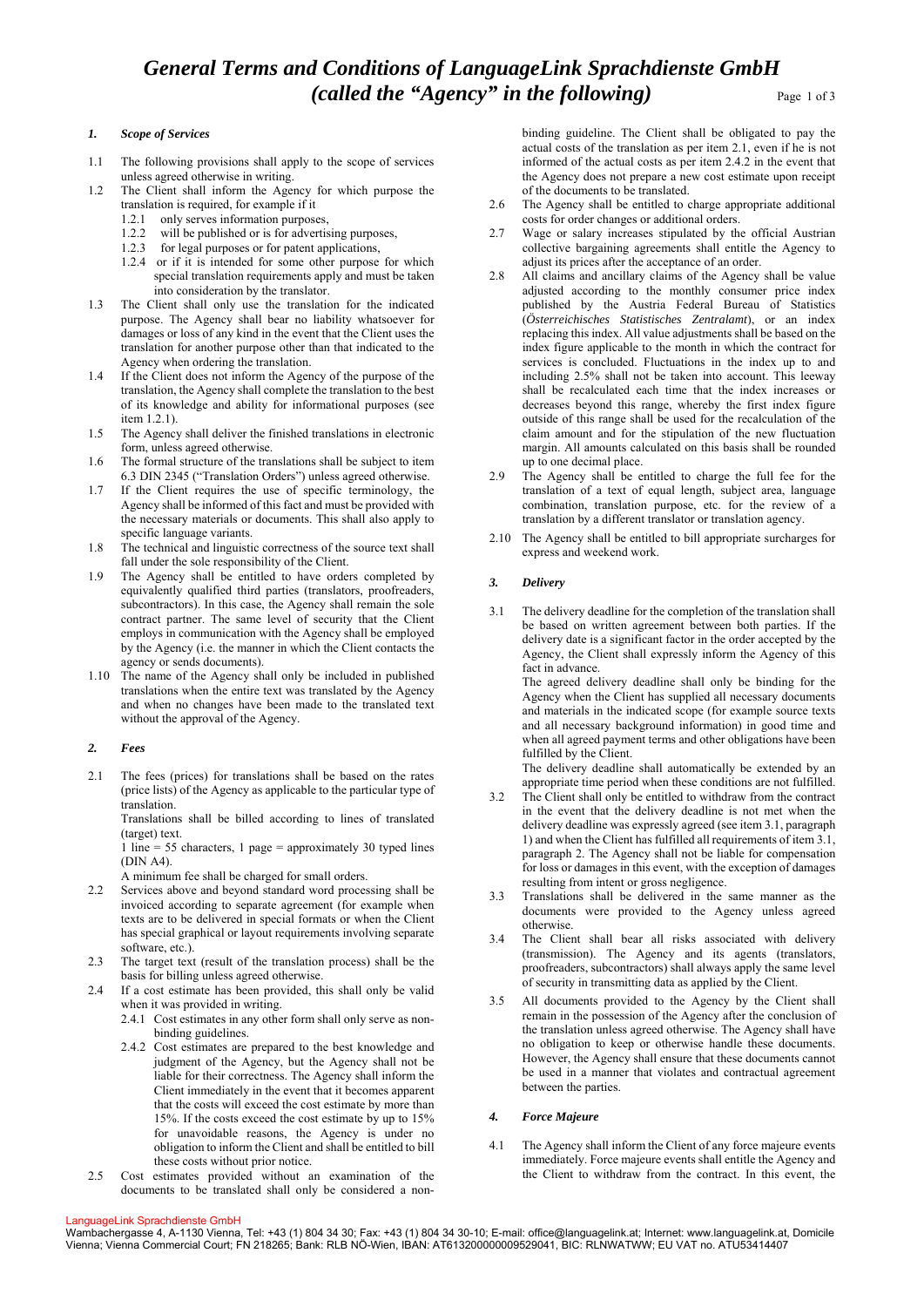// Document: b137c3323950 (page 1 of 3)

# *General Terms and Conditions of LanguageLink Sprachdienste GmbH (called the "Agency" in the following)*

### *1. Scope of Services*

1.1 The following provisions shall apply to the scope of services unless agreed otherwise in writing.

1.2 The Client shall inform the Agency for which purpose the translation is required, for example if it
- 1.2.1 only serves information purposes,
- 1.2.2 will be published or is for advertising purposes,
- 1.2.3 for legal purposes or for patent applications,
- 1.2.4 or if it is intended for some other purpose for which special translation requirements apply and must be taken into consideration by the translator.

1.3 The Client shall only use the translation for the indicated purpose. The Agency shall bear no liability whatsoever for damages or loss of any kind in the event that the Client uses the translation for another purpose other than that indicated to the Agency when ordering the translation.

1.4 If the Client does not inform the Agency of the purpose of the translation, the Agency shall complete the translation to the best of its knowledge and ability for informational purposes (see item 1.2.1).

1.5 The Agency shall deliver the finished translations in electronic form, unless agreed otherwise.

1.6 The formal structure of the translations shall be subject to item 6.3 DIN 2345 ("Translation Orders") unless agreed otherwise.

1.7 If the Client requires the use of specific terminology, the Agency shall be informed of this fact and must be provided with the necessary materials or documents. This shall also apply to specific language variants.

1.8 The technical and linguistic correctness of the source text shall fall under the sole responsibility of the Client.

1.9 The Agency shall be entitled to have orders completed by equivalently qualified third parties (translators, proofreaders, subcontractors). In this case, the Agency shall remain the sole contract partner. The same level of security that the Client employs in communication with the Agency shall be employed by the Agency (i.e. the manner in which the Client contacts the agency or sends documents).

1.10 The name of the Agency shall only be included in published translations when the entire text was translated by the Agency and when no changes have been made to the translated text without the approval of the Agency.

### *2. Fees*

2.1 The fees (prices) for translations shall be based on the rates (price lists) of the Agency as applicable to the particular type of translation.
Translations shall be billed according to lines of translated (target) text.
1 line = 55 characters, 1 page = approximately 30 typed lines (DIN A4).
A minimum fee shall be charged for small orders.

2.2 Services above and beyond standard word processing shall be invoiced according to separate agreement (for example when texts are to be delivered in special formats or when the Client has special graphical or layout requirements involving separate software, etc.).

2.3 The target text (result of the translation process) shall be the basis for billing unless agreed otherwise.

2.4 If a cost estimate has been provided, this shall only be valid when it was provided in writing.
- 2.4.1 Cost estimates in any other form shall only serve as non-binding guidelines.
- 2.4.2 Cost estimates are prepared to the best knowledge and judgment of the Agency, but the Agency shall not be liable for their correctness. The Agency shall inform the Client immediately in the event that it becomes apparent that the costs will exceed the cost estimate by more than 15%. If the costs exceed the cost estimate by up to 15% for unavoidable reasons, the Agency is under no obligation to inform the Client and shall be entitled to bill these costs without prior notice.

2.5 Cost estimates provided without an examination of the documents to be translated shall only be considered a non-binding guideline. The Client shall be obligated to pay the actual costs of the translation as per item 2.1, even if he is not informed of the actual costs as per item 2.4.2 in the event that the Agency does not prepare a new cost estimate upon receipt of the documents to be translated.

2.6 The Agency shall be entitled to charge appropriate additional costs for order changes or additional orders.

2.7 Wage or salary increases stipulated by the official Austrian collective bargaining agreements shall entitle the Agency to adjust its prices after the acceptance of an order.

2.8 All claims and ancillary claims of the Agency shall be value adjusted according to the monthly consumer price index published by the Austria Federal Bureau of Statistics (*Österreichisches Statistisches Zentralamt*), or an index replacing this index. All value adjustments shall be based on the index figure applicable to the month in which the contract for services is concluded. Fluctuations in the index up to and including 2.5% shall not be taken into account. This leeway shall be recalculated each time that the index increases or decreases beyond this range, whereby the first index figure outside of this range shall be used for the recalculation of the claim amount and for the stipulation of the new fluctuation margin. All amounts calculated on this basis shall be rounded up to one decimal place.

2.9 The Agency shall be entitled to charge the full fee for the translation of a text of equal length, subject area, language combination, translation purpose, etc. for the review of a translation by a different translator or translation agency.

2.10 The Agency shall be entitled to bill appropriate surcharges for express and weekend work.

### *3. Delivery*

3.1 The delivery deadline for the completion of the translation shall be based on written agreement between both parties. If the delivery deadline is a significant factor in the order accepted by the Agency, the Client shall expressly inform the Agency of this fact in advance.
The agreed delivery deadline shall only be binding for the Agency when the Client has supplied all necessary documents and materials in the indicated scope (for example source texts and all necessary background information) in good time and when all agreed payment terms and other obligations have been fulfilled by the Client.
The delivery deadline shall automatically be extended by an appropriate time period when these conditions are not fulfilled.

3.2 The Client shall only be entitled to withdraw from the contract in the event that the delivery deadline is not met when the delivery deadline was expressly agreed (see item 3.1, paragraph 1) and when the Client has fulfilled all requirements of item 3.1, paragraph 2. The Agency shall not be liable for compensation for loss or damages in this event, with the exception of damages resulting from intent or gross negligence.

3.3 Translations shall be delivered in the same manner as the documents were provided to the Agency unless agreed otherwise.

3.4 The Client shall bear all risks associated with delivery (transmission). The Agency and its agents (translators, proofreaders, subcontractors) shall always apply the same level of security in transmitting data as applied by the Client.

3.5 All documents provided to the Agency by the Client shall remain in the possession of the Agency after the conclusion of the translation unless agreed otherwise. The Agency shall have no obligation to keep or otherwise handle these documents. However, the Agency shall ensure that these documents cannot be used in a manner that violates and contractual agreement between the parties.

### *4. Force Majeure*

4.1 The Agency shall inform the Client of any force majeure events immediately. Force majeure events shall entitle the Agency and the Client to withdraw from the contract. In this event, the

LanguageLink Sprachdienste GmbH
Wambachergasse 4, A-1130 Vienna, Tel: +43 (1) 804 34 30; Fax: +43 (1) 804 34 30-10; E-mail: office@languagelink.at; Internet: www.languagelink.at, Domicile Vienna; Vienna Commercial Court; FN 218265; Bank: RLB NÖ-Wien, IBAN: AT613200000009529041, BIC: RLNWATWW; EU VAT no. ATU53414407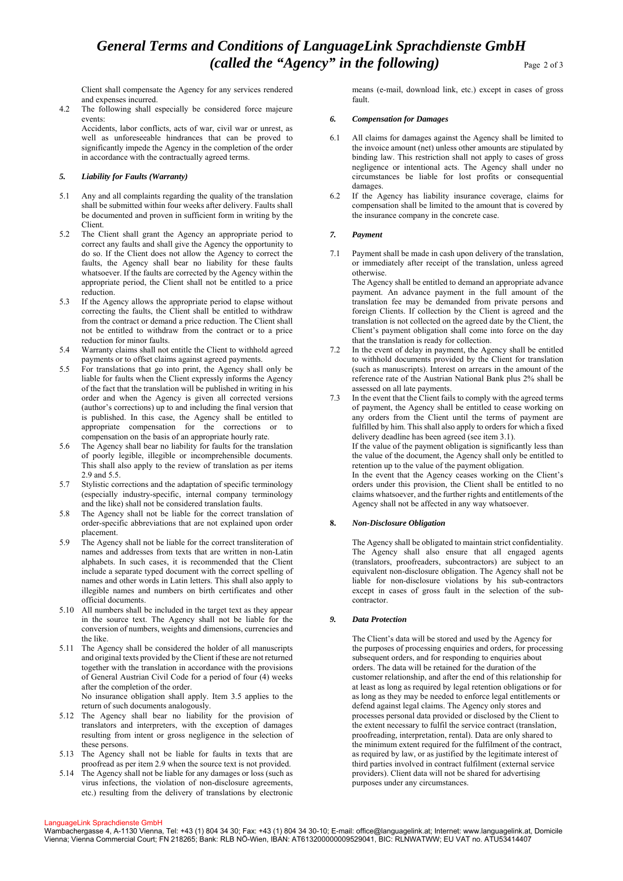Client shall compensate the Agency for any services rendered and expenses incurred.

4.2 The following shall especially be considered force majeure events:

Accidents, labor conflicts, acts of war, civil war or unrest, as well as unforeseeable hindrances that can be proved to significantly impede the Agency in the completion of the order in accordance with the contractually agreed terms.

### *5. Liability for Faults (Warranty)*

5.1 Any and all complaints regarding the quality of the translation shall be submitted within four weeks after delivery. Faults shall be documented and proven in sufficient form in writing by the Client.

5.2 The Client shall grant the Agency an appropriate period to correct any faults and shall give the Agency the opportunity to do so. If the Client does not allow the Agency to correct the faults, the Agency shall bear no liability for these faults whatsoever. If the faults are corrected by the Agency within the appropriate period, the Client shall not be entitled to a price reduction.

5.3 If the Agency allows the appropriate period to elapse without correcting the faults, the Client shall be entitled to withdraw from the contract or demand a price reduction. The Client shall not be entitled to withdraw from the contract or to a price reduction for minor faults.

5.4 Warranty claims shall not entitle the Client to withhold agreed payments or to offset claims against agreed payments.

5.5 For translations that go into print, the Agency shall only be liable for faults when the Client expressly informs the Agency of the fact that the translation will be published in writing in his order and when the Agency is given all corrected versions (author's corrections) up to and including the final version that is published. In this case, the Agency shall be entitled to appropriate compensation for the corrections or to compensation on the basis of an appropriate hourly rate.

5.6 The Agency shall bear no liability for faults for the translation of poorly legible, illegible or incomprehensible documents. This shall also apply to the review of translation as per items 2.9 and 5.5.

5.7 Stylistic corrections and the adaptation of specific terminology (especially industry-specific, internal company terminology and the like) shall not be considered translation faults.

5.8 The Agency shall not be liable for the correct translation of order-specific abbreviations that are not explained upon order placement.

5.9 The Agency shall not be liable for the correct transliteration of names and addresses from texts that are written in non-Latin alphabets. In such cases, it is recommended that the Client include a separate typed document with the correct spelling of names and other words in Latin letters. This shall also apply to illegible names and numbers on birth certificates and other official documents.

5.10 All numbers shall be included in the target text as they appear in the source text. The Agency shall not be liable for the conversion of numbers, weights and dimensions, currencies and the like.

5.11 The Agency shall be considered the holder of all manuscripts and original texts provided by the Client if these are not returned together with the translation in accordance with the provisions of General Austrian Civil Code for a period of four (4) weeks after the completion of the order.

No insurance obligation shall apply. Item 3.5 applies to the return of such documents analogously.

5.12 The Agency shall bear no liability for the provision of translators and interpreters, with the exception of damages resulting from intent or gross negligence in the selection of these persons.

5.13 The Agency shall not be liable for faults in texts that are proofread as per item 2.9 when the source text is not provided.

5.14 The Agency shall not be liable for any damages or loss (such as virus infections, the violation of non-disclosure agreements, etc.) resulting from the delivery of translations by electronic means (e-mail, download link, etc.) except in cases of gross fault.

### *6. Compensation for Damages*

6.1 All claims for damages against the Agency shall be limited to the invoice amount (net) unless other amounts are stipulated by binding law. This restriction shall not apply to cases of gross negligence or intentional acts. The Agency shall under no circumstances be liable for lost profits or consequential damages.

6.2 If the Agency has liability insurance coverage, claims for compensation shall be limited to the amount that is covered by the insurance company in the concrete case.

### *7. Payment*

7.1 Payment shall be made in cash upon delivery of the translation, or immediately after receipt of the translation, unless agreed otherwise.

The Agency shall be entitled to demand an appropriate advance payment. An advance payment in the full amount of the translation fee may be demanded from private persons and foreign Clients. If collection by the Client is agreed and the translation is not collected on the agreed date by the Client, the Client's payment obligation shall come into force on the day that the translation is ready for collection.

7.2 In the event of delay in payment, the Agency shall be entitled to withhold documents provided by the Client for translation (such as manuscripts). Interest on arrears in the amount of the reference rate of the Austrian National Bank plus 2% shall be assessed on all late payments.

7.3 In the event that the Client fails to comply with the agreed terms of payment, the Agency shall be entitled to cease working on any orders from the Client until the terms of payment are fulfilled by him. This shall also apply to orders for which a fixed delivery deadline has been agreed (see item 3.1).

If the value of the payment obligation is significantly less than the value of the document, the Agency shall only be entitled to retention up to the value of the payment obligation.

In the event that the Agency ceases working on the Client's orders under this provision, the Client shall be entitled to no claims whatsoever, and the further rights and entitlements of the Agency shall not be affected in any way whatsoever.

### **8.** *Non-Disclosure Obligation*

The Agency shall be obligated to maintain strict confidentiality. The Agency shall also ensure that all engaged agents (translators, proofreaders, subcontractors) are subject to an equivalent non-disclosure obligation. The Agency shall not be liable for non-disclosure violations by his sub-contractors except in cases of gross fault in the selection of the sub-contractor.

### *9. Data Protection*

The Client's data will be stored and used by the Agency for the purposes of processing enquiries and orders, for processing subsequent orders, and for responding to enquiries about orders. The data will be retained for the duration of the customer relationship, and after the end of this relationship for at least as long as required by legal retention obligations or for as long as they may be needed to enforce legal entitlements or defend against legal claims. The Agency only stores and processes personal data provided or disclosed by the Client to the extent necessary to fulfil the service contract (translation, proofreading, interpretation, rental). Data are only shared to the minimum extent required for the fulfilment of the contract, as required by law, or as justified by the legitimate interest of third parties involved in contract fulfilment (external service providers). Client data will not be shared for advertising purposes under any circumstances.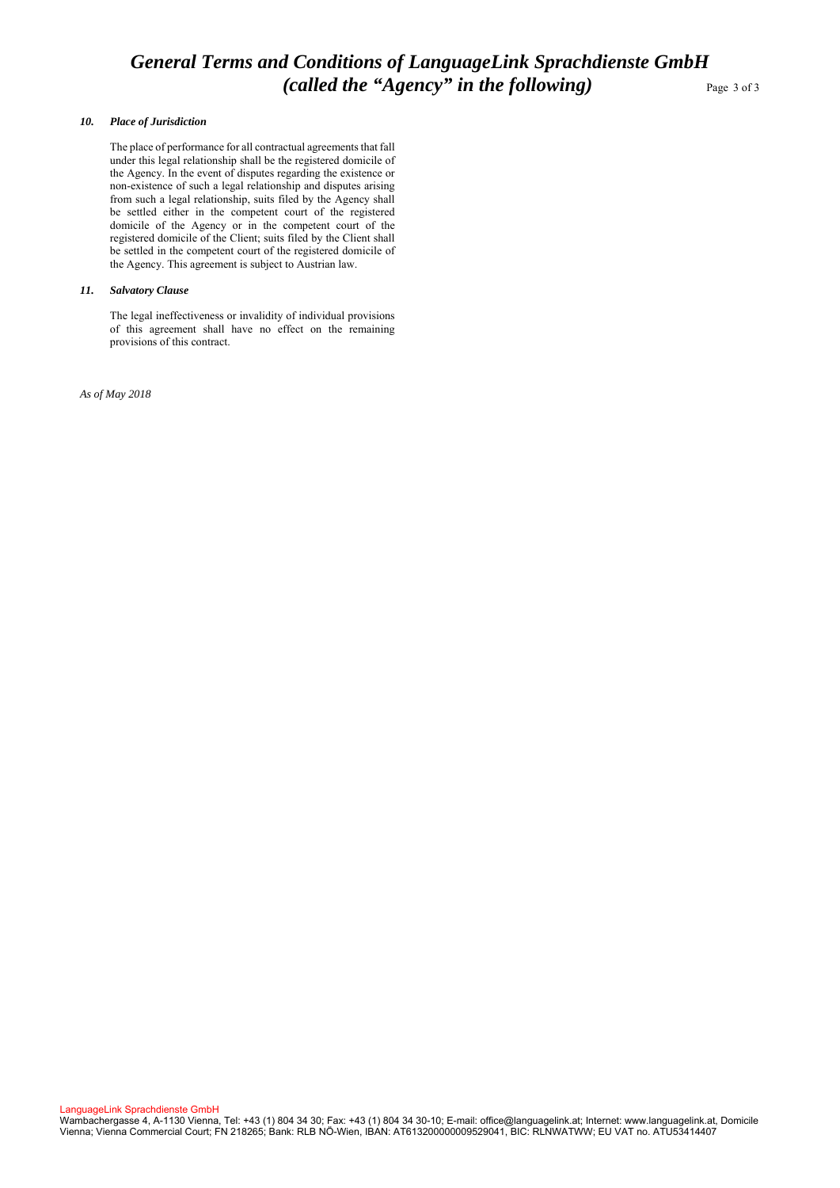### *10. Place of Jurisdiction*

The place of performance for all contractual agreements that fall under this legal relationship shall be the registered domicile of the Agency. In the event of disputes regarding the existence or non-existence of such a legal relationship and disputes arising from such a legal relationship, suits filed by the Agency shall be settled either in the competent court of the registered domicile of the Agency or in the competent court of the registered domicile of the Client; suits filed by the Client shall be settled in the competent court of the registered domicile of the Agency. This agreement is subject to Austrian law.

### *11. Salvatory Clause*

The legal ineffectiveness or invalidity of individual provisions of this agreement shall have no effect on the remaining provisions of this contract.

*As of May 2018*